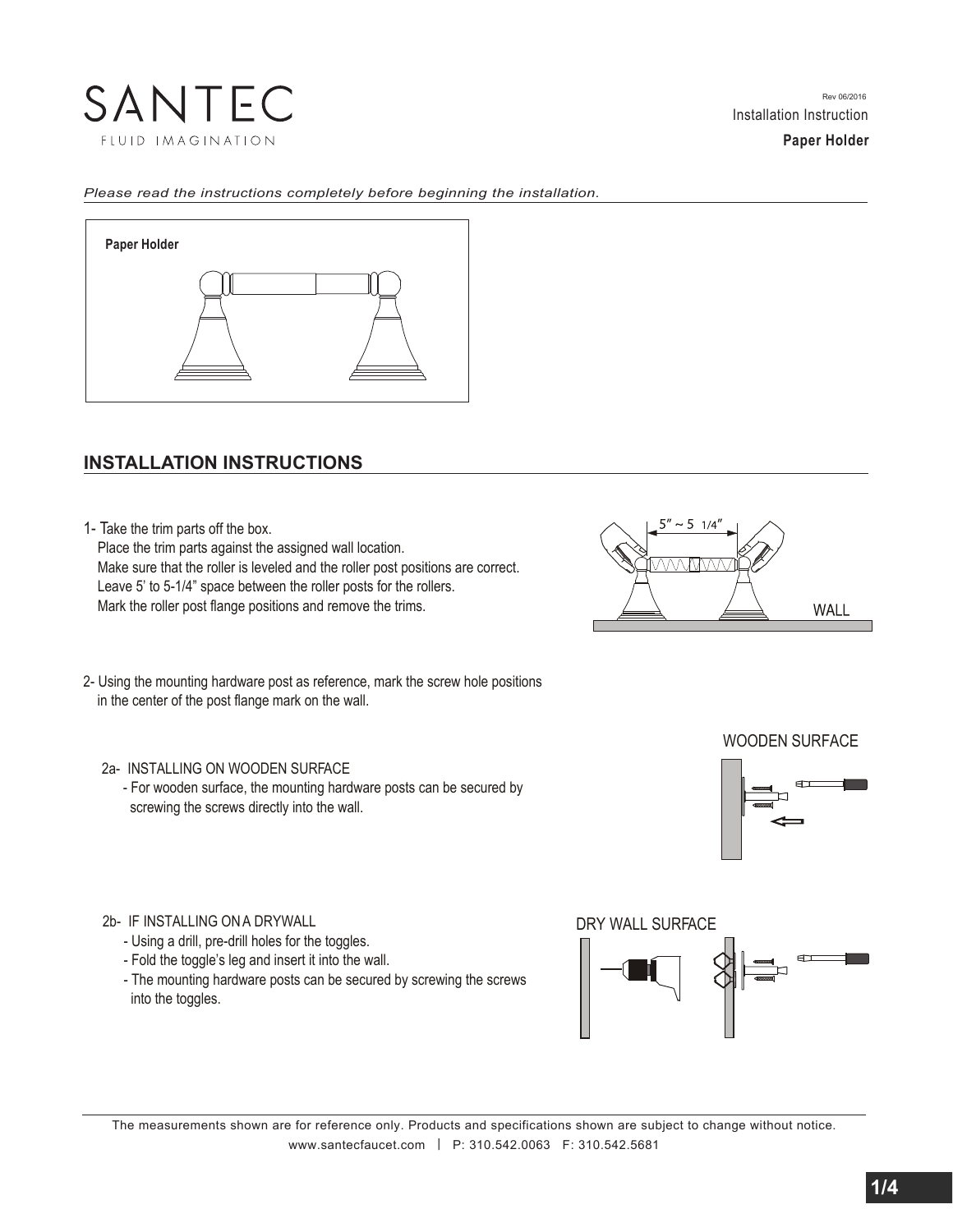SANTEC

FLUID IMAGINATION

Rev 06/2016

Installation Instruction

**Paper Holder**

*Please read the instructions completely before beginning the installation.*

**Paper Holder**

## INSTALLATION INSTRUCTIONS

1- Take the trim parts off the box.
Place the trim parts against the assigned wall location.
Make sure that the roller is leveled and the roller post positions are correct.
Leave 5' to 5-1/4" space between the roller posts for the rollers.
Mark the roller post flange positions and remove the trims.

5" ~ 5 1/4"

WALL

2- Using the mounting hardware post as reference, mark the screw hole positions in the center of the post flange mark on the wall.

2a- INSTALLING ON WOODEN SURFACE
- For wooden surface, the mounting hardware posts can be secured by screwing the screws directly into the wall.

WOODEN SURFACE

2b- IF INSTALLING ON A DRYWALL
- Using a drill, pre-drill holes for the toggles.
- Fold the toggle's leg and insert it into the wall.
- The mounting hardware posts can be secured by screwing the screws into the toggles.

DRY WALL SURFACE

The measurements shown are for reference only. Products and specifications shown are subject to change without notice.

www.santecfaucet.com | P: 310.542.0063 F: 310.542.5681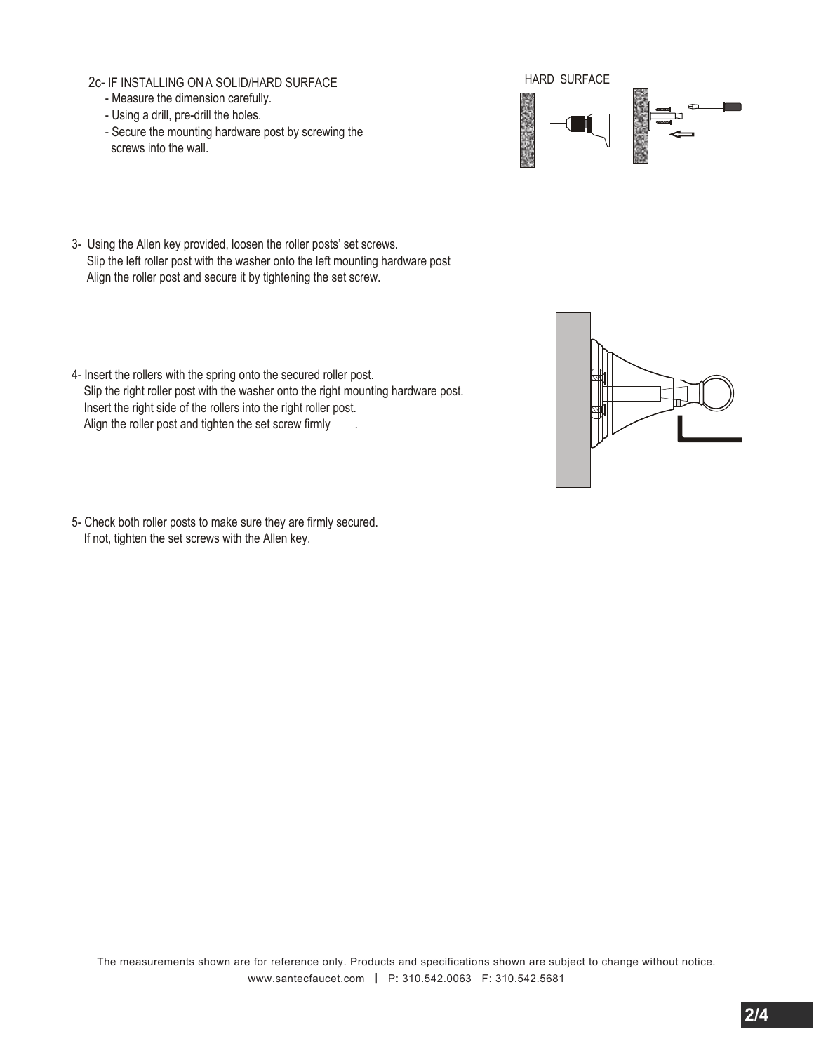2c- IF INSTALLING ON A SOLID/HARD SURFACE
- Measure the dimension carefully.
- Using a drill, pre-drill the holes.
- Secure the mounting hardware post by screwing the screws into the wall.

HARD SURFACE

3- Using the Allen key provided, loosen the roller posts' set screws.
Slip the left roller post with the washer onto the left mounting hardware post
Align the roller post and secure it by tightening the set screw.

4- Insert the rollers with the spring onto the secured roller post.
Slip the right roller post with the washer onto the right mounting hardware post.
Insert the right side of the rollers into the right roller post.
Align the roller post and tighten the set screw firmly .

5- Check both roller posts to make sure they are firmly secured.
If not, tighten the set screws with the Allen key.

The measurements shown are for reference only. Products and specifications shown are subject to change without notice.
www.santecfaucet.com | P: 310.542.0063 F: 310.542.5681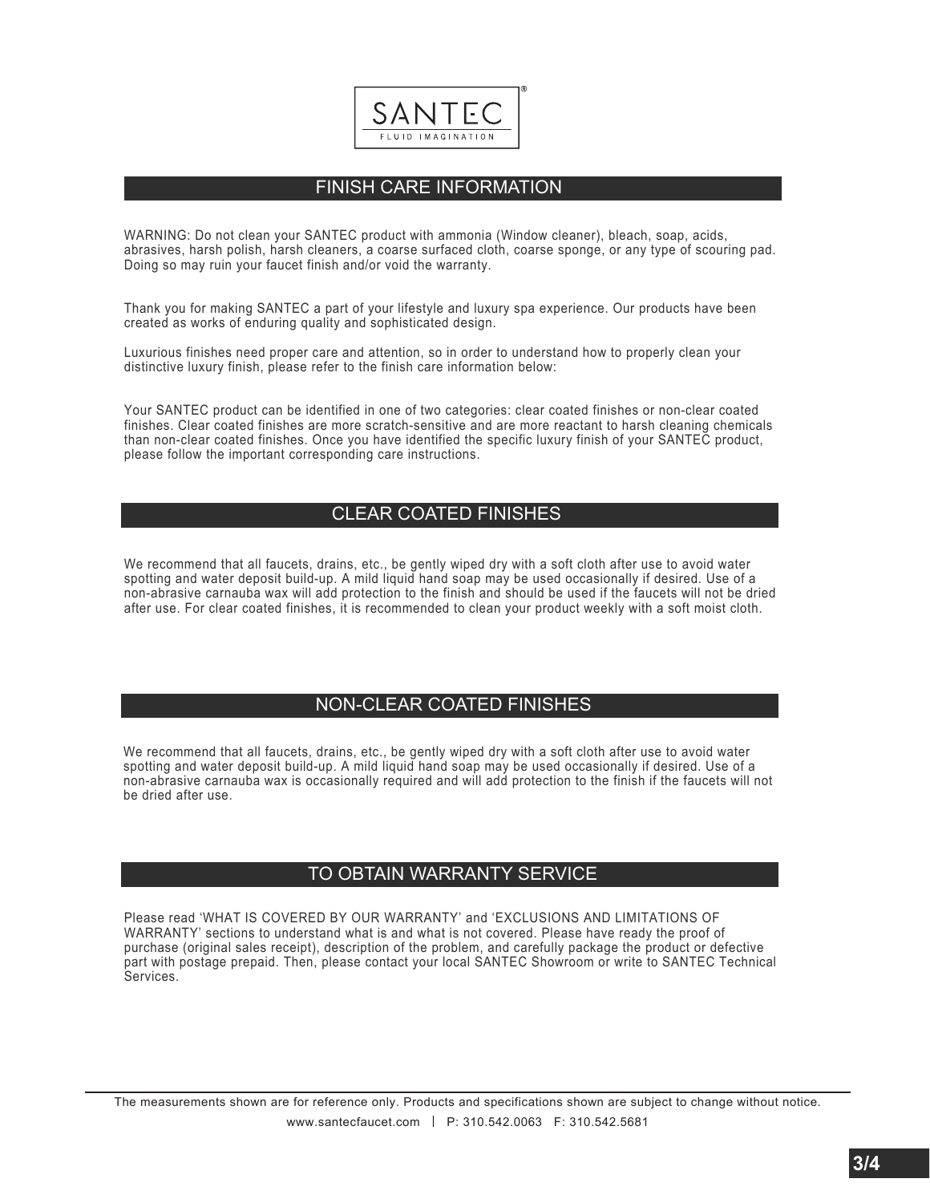SANTEC®

FLUID IMAGINATION

## FINISH CARE INFORMATION

WARNING: Do not clean your SANTEC product with ammonia (Window cleaner), bleach, soap, acids, abrasives, harsh polish, harsh cleaners, a coarse surfaced cloth, coarse sponge, or any type of scouring pad. Doing so may ruin your faucet finish and/or void the warranty.

Thank you for making SANTEC a part of your lifestyle and luxury spa experience. Our products have been created as works of enduring quality and sophisticated design.

Luxurious finishes need proper care and attention, so in order to understand how to properly clean your distinctive luxury finish, please refer to the finish care information below:

Your SANTEC product can be identified in one of two categories: clear coated finishes or non-clear coated finishes. Clear coated finishes are more scratch-sensitive and are more reactant to harsh cleaning chemicals than non-clear coated finishes. Once you have identified the specific luxury finish of your SANTEC product, please follow the important corresponding care instructions.

## CLEAR COATED FINISHES

We recommend that all faucets, drains, etc., be gently wiped dry with a soft cloth after use to avoid water spotting and water deposit build-up. A mild liquid hand soap may be used occasionally if desired. Use of a non-abrasive carnauba wax will add protection to the finish and should be used if the faucets will not be dried after use. For clear coated finishes, it is recommended to clean your product weekly with a soft moist cloth.

## NON-CLEAR COATED FINISHES

We recommend that all faucets, drains, etc., be gently wiped dry with a soft cloth after use to avoid water spotting and water deposit build-up. A mild liquid hand soap may be used occasionally if desired. Use of a non-abrasive carnauba wax is occasionally required and will add protection to the finish if the faucets will not be dried after use.

## TO OBTAIN WARRANTY SERVICE

Please read 'WHAT IS COVERED BY OUR WARRANTY' and 'EXCLUSIONS AND LIMITATIONS OF WARRANTY' sections to understand what is and what is not covered. Please have ready the proof of purchase (original sales receipt), description of the problem, and carefully package the product or defective part with postage prepaid. Then, please contact your local SANTEC Showroom or write to SANTEC Technical Services.

The measurements shown are for reference only. Products and specifications shown are subject to change without notice.

www.santecfaucet.com | P: 310.542.0063 F: 310.542.5681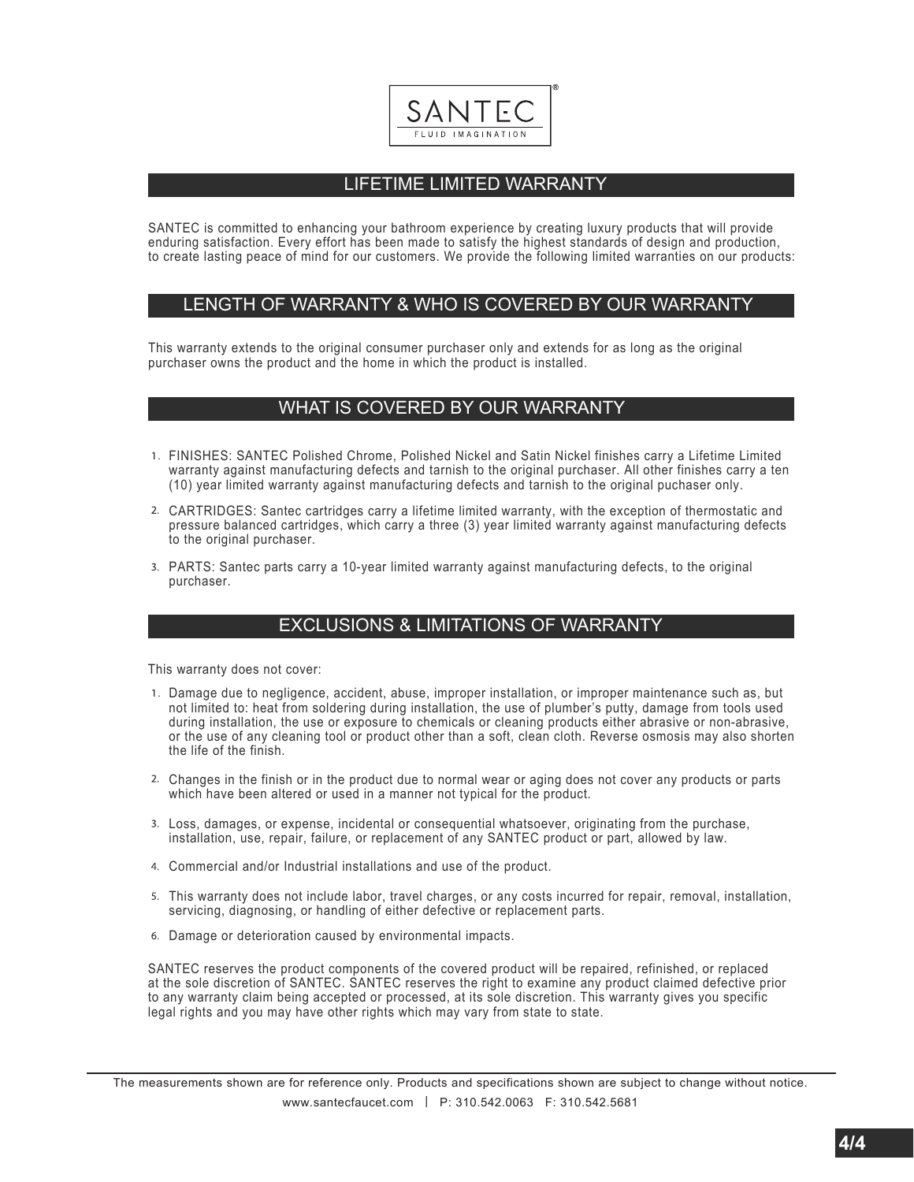SANTEC®

FLUID IMAGINATION

## LIFETIME LIMITED WARRANTY

SANTEC is committed to enhancing your bathroom experience by creating luxury products that will provide enduring satisfaction. Every effort has been made to satisfy the highest standards of design and production, to create lasting peace of mind for our customers. We provide the following limited warranties on our products:

## LENGTH OF WARRANTY & WHO IS COVERED BY OUR WARRANTY

This warranty extends to the original consumer purchaser only and extends for as long as the original purchaser owns the product and the home in which the product is installed.

## WHAT IS COVERED BY OUR WARRANTY

1. FINISHES: SANTEC Polished Chrome, Polished Nickel and Satin Nickel finishes carry a Lifetime Limited warranty against manufacturing defects and tarnish to the original purchaser. All other finishes carry a ten (10) year limited warranty against manufacturing defects and tarnish to the original puchaser only.
2. CARTRIDGES: Santec cartridges carry a lifetime limited warranty, with the exception of thermostatic and pressure balanced cartridges, which carry a three (3) year limited warranty against manufacturing defects to the original purchaser.
3. PARTS: Santec parts carry a 10-year limited warranty against manufacturing defects, to the original purchaser.

## EXCLUSIONS & LIMITATIONS OF WARRANTY

This warranty does not cover:

1. Damage due to negligence, accident, abuse, improper installation, or improper maintenance such as, but not limited to: heat from soldering during installation, the use of plumber's putty, damage from tools used during installation, the use or exposure to chemicals or cleaning products either abrasive or non-abrasive, or the use of any cleaning tool or product other than a soft, clean cloth. Reverse osmosis may also shorten the life of the finish.
2. Changes in the finish or in the product due to normal wear or aging does not cover any products or parts which have been altered or used in a manner not typical for the product.
3. Loss, damages, or expense, incidental or consequential whatsoever, originating from the purchase, installation, use, repair, failure, or replacement of any SANTEC product or part, allowed by law.
4. Commercial and/or Industrial installations and use of the product.
5. This warranty does not include labor, travel charges, or any costs incurred for repair, removal, installation, servicing, diagnosing, or handling of either defective or replacement parts.
6. Damage or deterioration caused by environmental impacts.

SANTEC reserves the product components of the covered product will be repaired, refinished, or replaced at the sole discretion of SANTEC. SANTEC reserves the right to examine any product claimed defective prior to any warranty claim being accepted or processed, at its sole discretion. This warranty gives you specific legal rights and you may have other rights which may vary from state to state.

The measurements shown are for reference only. Products and specifications shown are subject to change without notice.

www.santecfaucet.com | P: 310.542.0063 F: 310.542.5681